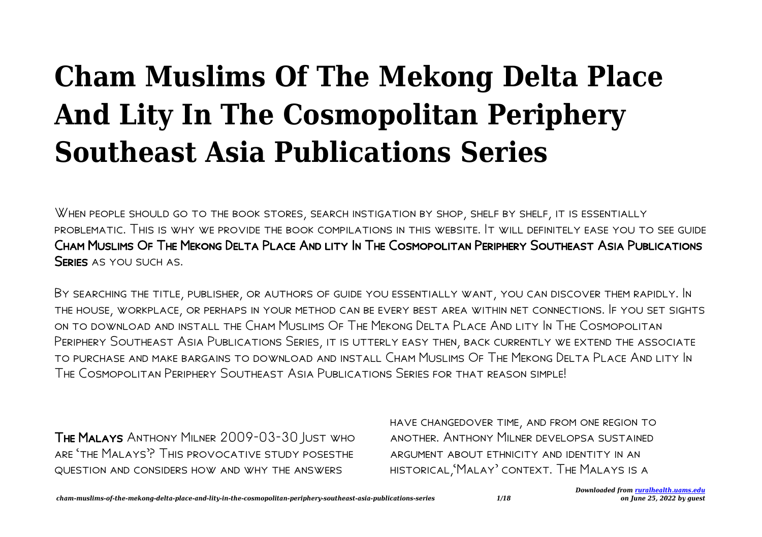# Cham Muslims Of The Mekong Delta Place And Lity In The Cosmopolitan Periphery Southeast Asia Publications Series

When people should go to the book stores, search instigation by shop, shelf by shelf, it is essentially problematic. This is why we provide the book compilations in this website. It will definitely ease you to see guide **Cham Muslims Of The Mekong Delta Place And lity In The Cosmopolitan Periphery Southeast Asia Publications Series** as you such as.

By searching the title, publisher, or authors of guide you essentially want, you can discover them rapidly. In the house, workplace, or perhaps in your method can be every best area within net connections. If you set sights on to download and install the Cham Muslims Of The Mekong Delta Place And lity In The Cosmopolitan Periphery Southeast Asia Publications Series, it is utterly easy then, back currently we extend the associate to purchase and make bargains to download and install Cham Muslims Of The Mekong Delta Place And lity In The Cosmopolitan Periphery Southeast Asia Publications Series for that reason simple!

**The Malays** Anthony Milner 2009-03-30 Just who are 'the Malays'? This provocative study posesthe question and considers how and why the answers have changedover time, and from one region to another. Anthony Milner developsa sustained argument about ethnicity and identity in an historical,'Malay' context. The Malays is a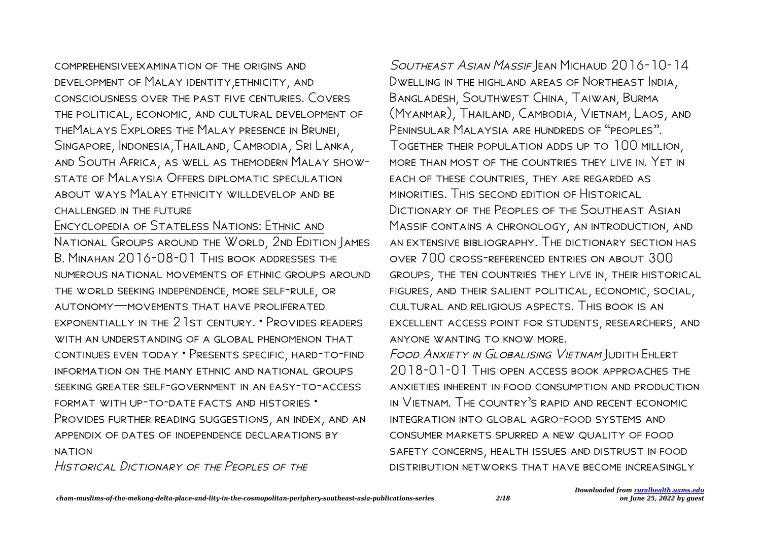comprehensiveexamination of the origins and development of Malay identity,ethnicity, and consciousness over the past five centuries. Covers the political, economic, and cultural development of theMalays Explores the Malay presence in Brunei, Singapore, Indonesia,Thailand, Cambodia, Sri Lanka, and South Africa, as well as themodern Malay show-state of Malaysia Offers diplomatic speculation about ways Malay ethnicity willdevelop and be challenged in the future

Encyclopedia of Stateless Nations: Ethnic and National Groups around the World, 2nd Edition James B. Minahan 2016-08-01 This book addresses the numerous national movements of ethnic groups around the world seeking independence, more self-rule, or autonomy—movements that have proliferated exponentially in the 21st century. • Provides readers with an understanding of a global phenomenon that continues even today • Presents specific, hard-to-find information on the many ethnic and national groups seeking greater self-government in an easy-to-access format with up-to-date facts and histories • Provides further reading suggestions, an index, and an appendix of dates of independence declarations by nation

*Historical Dictionary of the Peoples of the Southeast Asian Massif* Jean Michaud 2016-10-14 Dwelling in the highland areas of Northeast India, Bangladesh, Southwest China, Taiwan, Burma (Myanmar), Thailand, Cambodia, Vietnam, Laos, and Peninsular Malaysia are hundreds of "peoples". Together their population adds up to 100 million, more than most of the countries they live in. Yet in each of these countries, they are regarded as minorities. This second edition of Historical Dictionary of the Peoples of the Southeast Asian Massif contains a chronology, an introduction, and an extensive bibliography. The dictionary section has over 700 cross-referenced entries on about 300 groups, the ten countries they live in, their historical figures, and their salient political, economic, social, cultural and religious aspects. This book is an excellent access point for students, researchers, and anyone wanting to know more.

*Food Anxiety in Globalising Vietnam* Judith Ehlert 2018-01-01 This open access book approaches the anxieties inherent in food consumption and production in Vietnam. The country's rapid and recent economic integration into global agro-food systems and consumer markets spurred a new quality of food safety concerns, health issues and distrust in food distribution networks that have become increasingly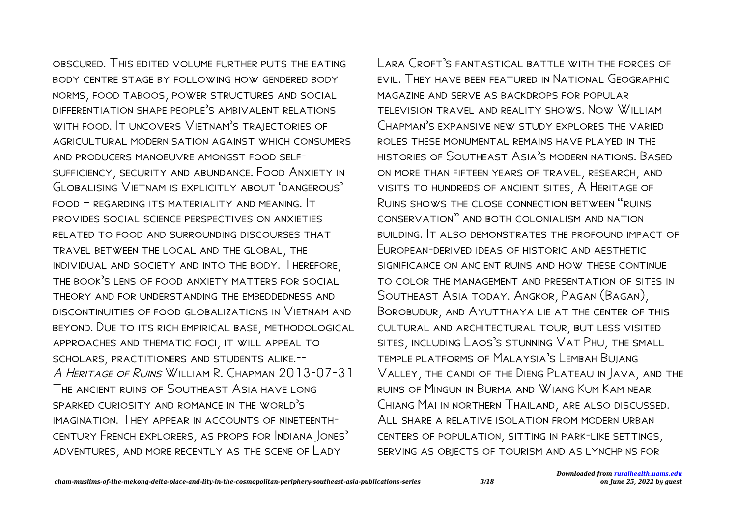obscured. This edited volume further puts the eating body centre stage by following how gendered body norms, food taboos, power structures and social differentiation shape people's ambivalent relations with food. It uncovers Vietnam's trajectories of agricultural modernisation against which consumers and producers manoeuvre amongst food self-sufficiency, security and abundance. Food Anxiety in Globalising Vietnam is explicitly about 'dangerous' food – regarding its materiality and meaning. It provides social science perspectives on anxieties related to food and surrounding discourses that travel between the local and the global, the individual and society and into the body. Therefore, the book's lens of food anxiety matters for social theory and for understanding the embeddedness and discontinuities of food globalizations in Vietnam and beyond. Due to its rich empirical base, methodological approaches and thematic foci, it will appeal to scholars, practitioners and students alike.--

*A Heritage of Ruins* William R. Chapman 2013-07-31 The ancient ruins of Southeast Asia have long sparked curiosity and romance in the world's imagination. They appear in accounts of nineteenth-century French explorers, as props for Indiana Jones' adventures, and more recently as the scene of Lady Lara Croft's fantastical battle with the forces of evil. They have been featured in National Geographic magazine and serve as backdrops for popular television travel and reality shows. Now William Chapman's expansive new study explores the varied roles these monumental remains have played in the histories of Southeast Asia's modern nations. Based on more than fifteen years of travel, research, and visits to hundreds of ancient sites, A Heritage of Ruins shows the close connection between "ruins conservation" and both colonialism and nation building. It also demonstrates the profound impact of European-derived ideas of historic and aesthetic significance on ancient ruins and how these continue to color the management and presentation of sites in Southeast Asia today. Angkor, Pagan (Bagan), Borobudur, and Ayutthaya lie at the center of this cultural and architectural tour, but less visited sites, including Laos's stunning Vat Phu, the small temple platforms of Malaysia's Lembah Bujang Valley, the candi of the Dieng Plateau in Java, and the ruins of Mingun in Burma and Wiang Kum Kam near Chiang Mai in northern Thailand, are also discussed. All share a relative isolation from modern urban centers of population, sitting in park-like settings, serving as objects of tourism and as lynchpins for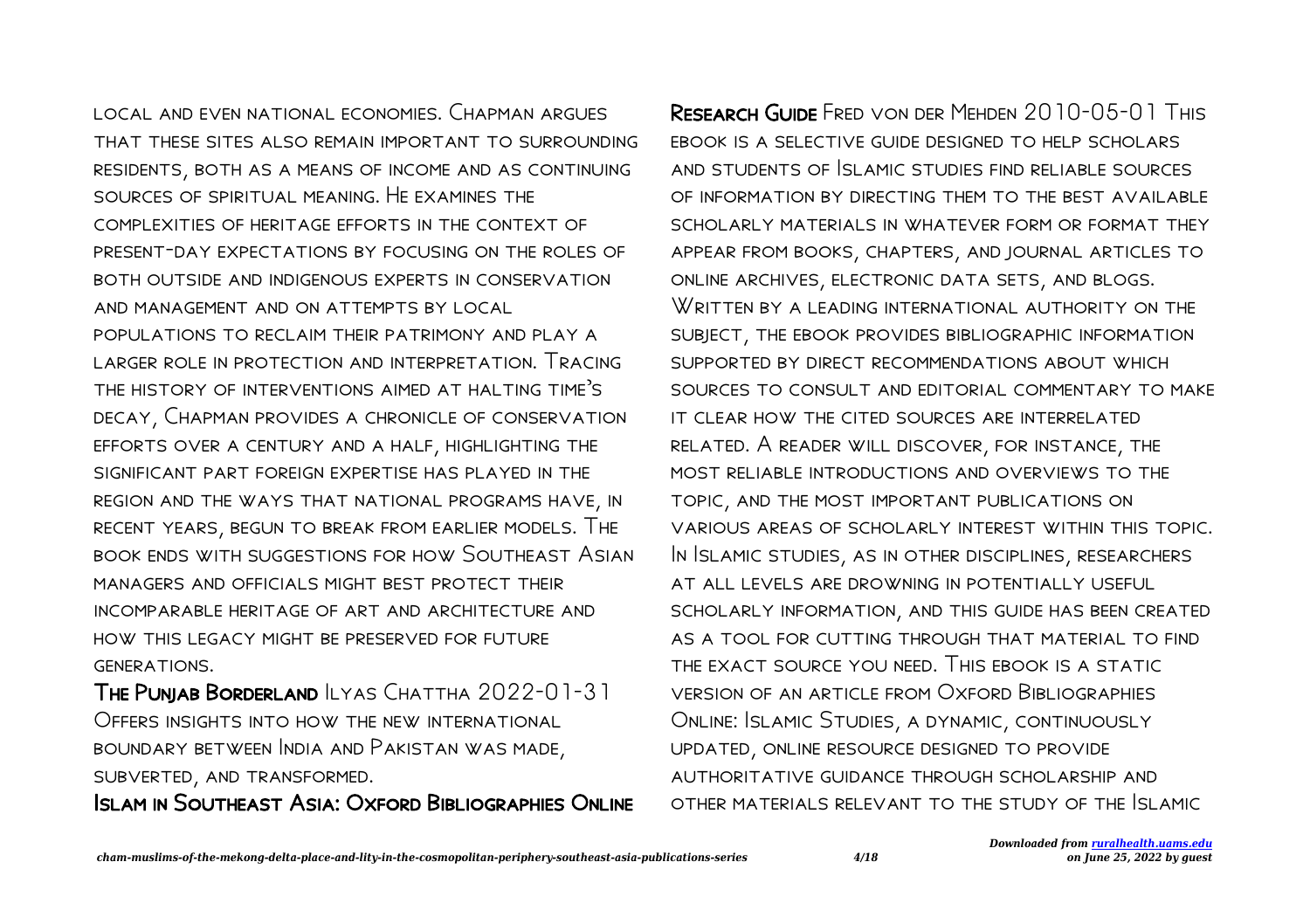local and even national economies. Chapman argues that these sites also remain important to surrounding residents, both as a means of income and as continuing sources of spiritual meaning. He examines the complexities of heritage efforts in the context of present-day expectations by focusing on the roles of both outside and indigenous experts in conservation and management and on attempts by local populations to reclaim their patrimony and play a larger role in protection and interpretation. Tracing the history of interventions aimed at halting time's decay, Chapman provides a chronicle of conservation efforts over a century and a half, highlighting the significant part foreign expertise has played in the region and the ways that national programs have, in recent years, begun to break from earlier models. The book ends with suggestions for how Southeast Asian managers and officials might best protect their incomparable heritage of art and architecture and how this legacy might be preserved for future generations.

**The Punjab Borderland** Ilyas Chattha 2022-01-31 Offers insights into how the new international boundary between India and Pakistan was made, subverted, and transformed.

**Islam in Southeast Asia: Oxford Bibliographies Online Research Guide** Fred von der Mehden 2010-05-01 This ebook is a selective guide designed to help scholars and students of Islamic studies find reliable sources of information by directing them to the best available scholarly materials in whatever form or format they appear from books, chapters, and journal articles to online archives, electronic data sets, and blogs. Written by a leading international authority on the subject, the ebook provides bibliographic information supported by direct recommendations about which sources to consult and editorial commentary to make it clear how the cited sources are interrelated related. A reader will discover, for instance, the most reliable introductions and overviews to the topic, and the most important publications on various areas of scholarly interest within this topic. In Islamic studies, as in other disciplines, researchers at all levels are drowning in potentially useful scholarly information, and this guide has been created as a tool for cutting through that material to find the exact source you need. This ebook is a static version of an article from Oxford Bibliographies Online: Islamic Studies, a dynamic, continuously updated, online resource designed to provide authoritative guidance through scholarship and other materials relevant to the study of the Islamic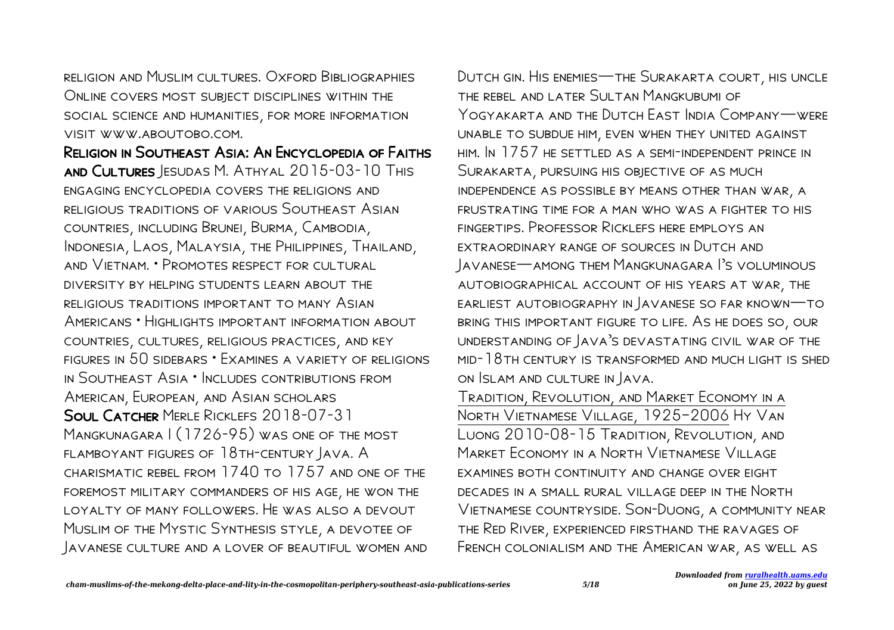religion and Muslim cultures. Oxford Bibliographies Online covers most subject disciplines within the social science and humanities, for more information visit www.aboutobo.com.

**Religion in Southeast Asia: An Encyclopedia of Faiths and Cultures** Jesudas M. Athyal 2015-03-10 This engaging encyclopedia covers the religions and religious traditions of various Southeast Asian countries, including Brunei, Burma, Cambodia, Indonesia, Laos, Malaysia, the Philippines, Thailand, and Vietnam. • Promotes respect for cultural diversity by helping students learn about the religious traditions important to many Asian Americans • Highlights important information about countries, cultures, religious practices, and key figures in 50 sidebars • Examines a variety of religions in Southeast Asia • Includes contributions from American, European, and Asian scholars

**Soul Catcher** Merle Ricklefs 2018-07-31 Mangkunagara I (1726-95) was one of the most flamboyant figures of 18th-century Java. A charismatic rebel from 1740 to 1757 and one of the foremost military commanders of his age, he won the loyalty of many followers. He was also a devout Muslim of the Mystic Synthesis style, a devotee of Javanese culture and a lover of beautiful women and Dutch gin. His enemies—the Surakarta court, his uncle the rebel and later Sultan Mangkubumi of Yogyakarta and the Dutch East India Company—were unable to subdue him, even when they united against him. In 1757 he settled as a semi-independent prince in Surakarta, pursuing his objective of as much independence as possible by means other than war, a frustrating time for a man who was a fighter to his fingertips. Professor Ricklefs here employs an extraordinary range of sources in Dutch and Javanese—among them Mangkunagara I's voluminous autobiographical account of his years at war, the earliest autobiography in Javanese so far known—to bring this important figure to life. As he does so, our understanding of Java's devastating civil war of the mid-18th century is transformed and much light is shed on Islam and culture in Java.

Tradition, Revolution, and Market Economy in a North Vietnamese Village, 1925–2006 Hy Van Luong 2010-08-15 Tradition, Revolution, and Market Economy in a North Vietnamese Village examines both continuity and change over eight decades in a small rural village deep in the North Vietnamese countryside. Son-Duong, a community near the Red River, experienced firsthand the ravages of French colonialism and the American war, as well as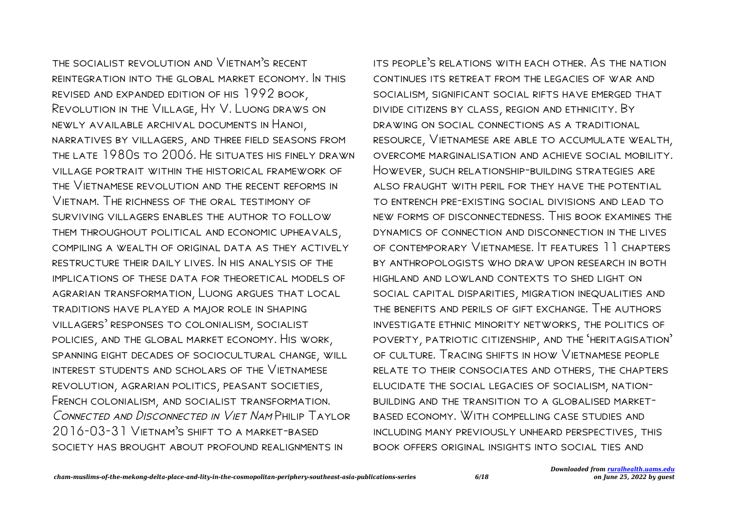the socialist revolution and Vietnam's recent reintegration into the global market economy. In this revised and expanded edition of his 1992 book, Revolution in the Village, Hy V. Luong draws on newly available archival documents in Hanoi, narratives by villagers, and three field seasons from the late 1980s to 2006. He situates his finely drawn village portrait within the historical framework of the Vietnamese revolution and the recent reforms in Vietnam. The richness of the oral testimony of surviving villagers enables the author to follow them throughout political and economic upheavals, compiling a wealth of original data as they actively restructure their daily lives. In his analysis of the implications of these data for theoretical models of agrarian transformation, Luong argues that local traditions have played a major role in shaping villagers' responses to colonialism, socialist policies, and the global market economy. His work, spanning eight decades of sociocultural change, will interest students and scholars of the Vietnamese revolution, agrarian politics, peasant societies, French colonialism, and socialist transformation.

*Connected and Disconnected in Viet Nam* Philip Taylor 2016-03-31 Vietnam's shift to a market-based society has brought about profound realignments in its people's relations with each other. As the nation continues its retreat from the legacies of war and socialism, significant social rifts have emerged that divide citizens by class, region and ethnicity. By drawing on social connections as a traditional resource, Vietnamese are able to accumulate wealth, overcome marginalisation and achieve social mobility. However, such relationship-building strategies are also fraught with peril for they have the potential to entrench pre-existing social divisions and lead to new forms of disconnectedness. This book examines the dynamics of connection and disconnection in the lives of contemporary Vietnamese. It features 11 chapters by anthropologists who draw upon research in both highland and lowland contexts to shed light on social capital disparities, migration inequalities and the benefits and perils of gift exchange. The authors investigate ethnic minority networks, the politics of poverty, patriotic citizenship, and the 'heritagisation' of culture. Tracing shifts in how Vietnamese people relate to their consociates and others, the chapters elucidate the social legacies of socialism, nation-building and the transition to a globalised market-based economy. With compelling case studies and including many previously unheard perspectives, this book offers original insights into social ties and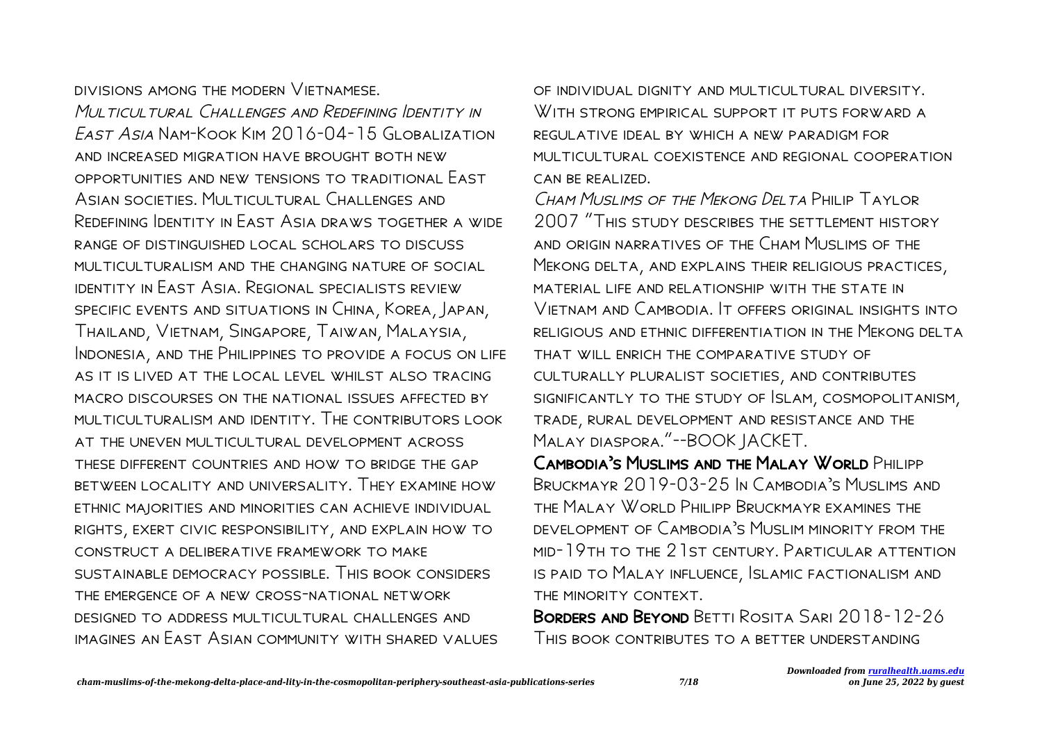divisions among the modern Vietnamese.

*Multicultural Challenges and Redefining Identity in East Asia* Nam-Kook Kim 2016-04-15 Globalization and increased migration have brought both new opportunities and new tensions to traditional East Asian societies. Multicultural Challenges and Redefining Identity in East Asia draws together a wide range of distinguished local scholars to discuss multiculturalism and the changing nature of social identity in East Asia. Regional specialists review specific events and situations in China, Korea, Japan, Thailand, Vietnam, Singapore, Taiwan, Malaysia, Indonesia, and the Philippines to provide a focus on life as it is lived at the local level whilst also tracing macro discourses on the national issues affected by multiculturalism and identity. The contributors look at the uneven multicultural development across these different countries and how to bridge the gap between locality and universality. They examine how ethnic majorities and minorities can achieve individual rights, exert civic responsibility, and explain how to construct a deliberative framework to make sustainable democracy possible. This book considers the emergence of a new cross-national network designed to address multicultural challenges and imagines an East Asian community with shared values of individual dignity and multicultural diversity. With strong empirical support it puts forward a regulative ideal by which a new paradigm for multicultural coexistence and regional cooperation can be realized.

*Cham Muslims of the Mekong Delta* Philip Taylor 2007 "This study describes the settlement history and origin narratives of the Cham Muslims of the Mekong delta, and explains their religious practices, material life and relationship with the state in Vietnam and Cambodia. It offers original insights into religious and ethnic differentiation in the Mekong delta that will enrich the comparative study of culturally pluralist societies, and contributes significantly to the study of Islam, cosmopolitanism, trade, rural development and resistance and the Malay diaspora."--BOOK JACKET.

**Cambodia's Muslims and the Malay World** Philipp Bruckmayr 2019-03-25 In Cambodia's Muslims and the Malay World Philipp Bruckmayr examines the development of Cambodia's Muslim minority from the mid-19th to the 21st century. Particular attention is paid to Malay influence, Islamic factionalism and the minority context.

**Borders and Beyond** Betti Rosita Sari 2018-12-26 This book contributes to a better understanding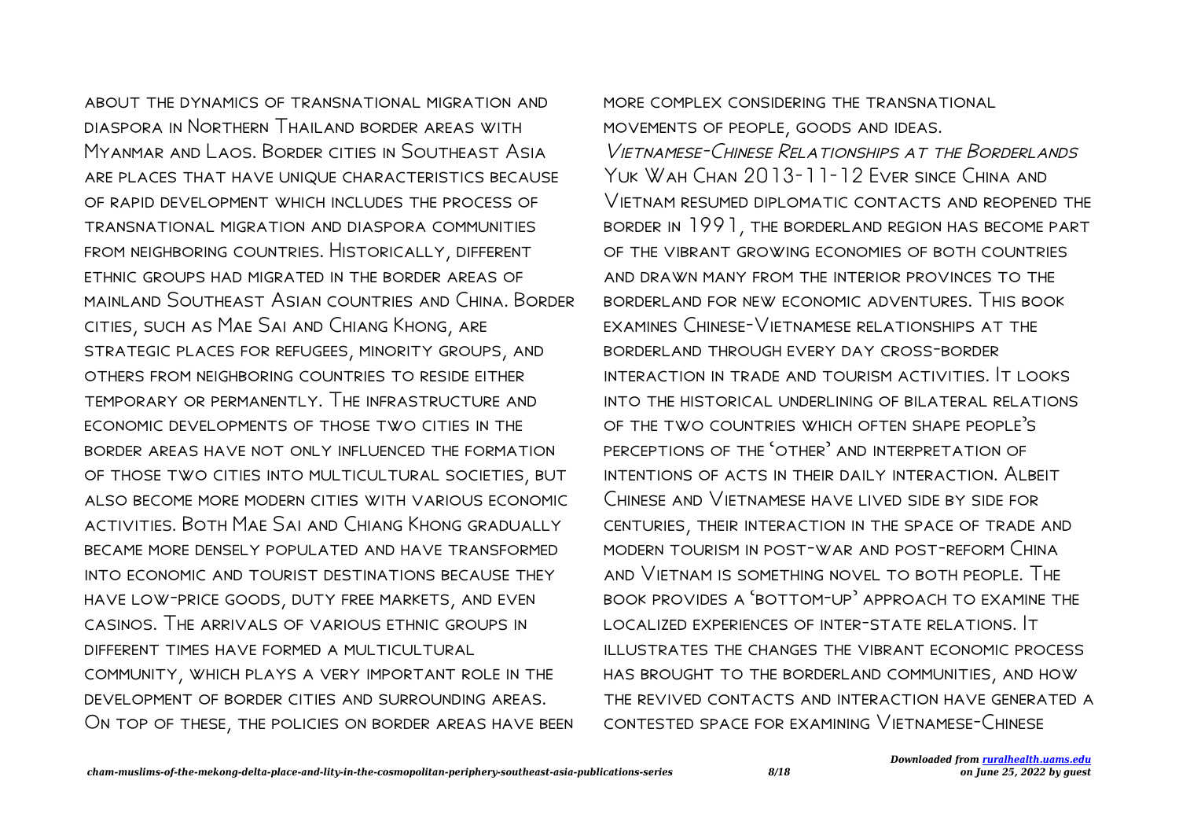about the dynamics of transnational migration and diaspora in Northern Thailand border areas with Myanmar and Laos. Border cities in Southeast Asia are places that have unique characteristics because of rapid development which includes the process of transnational migration and diaspora communities from neighboring countries. Historically, different ethnic groups had migrated in the border areas of mainland Southeast Asian countries and China. Border cities, such as Mae Sai and Chiang Khong, are strategic places for refugees, minority groups, and others from neighboring countries to reside either temporary or permanently. The infrastructure and economic developments of those two cities in the border areas have not only influenced the formation of those two cities into multicultural societies, but also become more modern cities with various economic activities. Both Mae Sai and Chiang Khong gradually became more densely populated and have transformed into economic and tourist destinations because they have low-price goods, duty free markets, and even casinos. The arrivals of various ethnic groups in different times have formed a multicultural community, which plays a very important role in the development of border cities and surrounding areas. On top of these, the policies on border areas have been more complex considering the transnational movements of people, goods and ideas.

*Vietnamese-Chinese Relationships at the Borderlands* Yuk Wah Chan 2013-11-12 Ever since China and Vietnam resumed diplomatic contacts and reopened the border in 1991, the borderland region has become part of the vibrant growing economies of both countries and drawn many from the interior provinces to the borderland for new economic adventures. This book examines Chinese-Vietnamese relationships at the borderland through every day cross-border interaction in trade and tourism activities. It looks into the historical underlining of bilateral relations of the two countries which often shape people's perceptions of the 'other' and interpretation of intentions of acts in their daily interaction. Albeit Chinese and Vietnamese have lived side by side for centuries, their interaction in the space of trade and modern tourism in post-war and post-reform China and Vietnam is something novel to both people. The book provides a 'bottom-up' approach to examine the localized experiences of inter-state relations. It illustrates the changes the vibrant economic process has brought to the borderland communities, and how the revived contacts and interaction have generated a contested space for examining Vietnamese-Chinese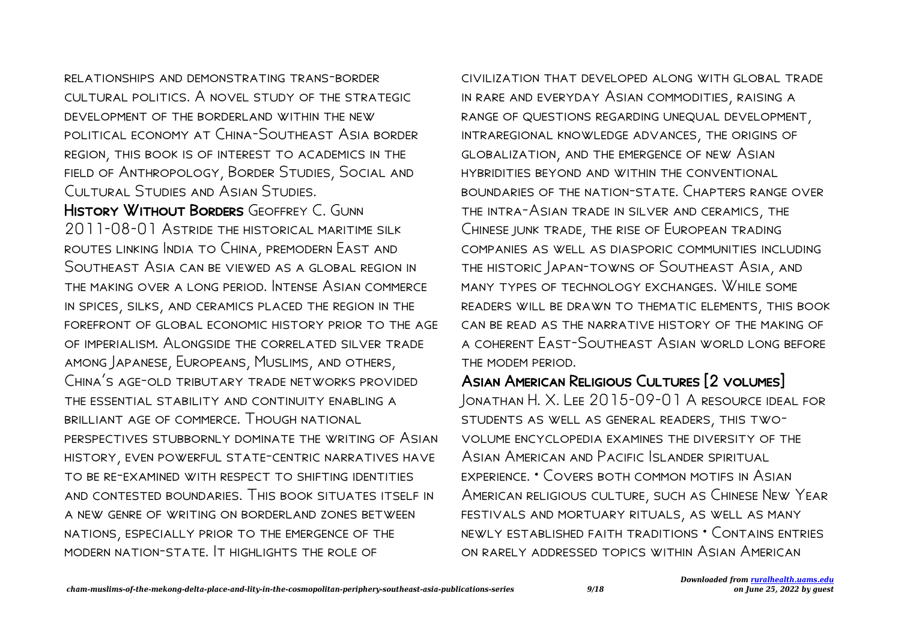relationships and demonstrating trans-border cultural politics. A novel study of the strategic development of the borderland within the new political economy at China-Southeast Asia border region, this book is of interest to academics in the field of Anthropology, Border Studies, Social and Cultural Studies and Asian Studies.

**History Without Borders** Geoffrey C. Gunn 2011-08-01 Astride the historical maritime silk routes linking India to China, premodern East and Southeast Asia can be viewed as a global region in the making over a long period. Intense Asian commerce in spices, silks, and ceramics placed the region in the forefront of global economic history prior to the age of imperialism. Alongside the correlated silver trade among Japanese, Europeans, Muslims, and others, China's age-old tributary trade networks provided the essential stability and continuity enabling a brilliant age of commerce. Though national perspectives stubbornly dominate the writing of Asian history, even powerful state-centric narratives have to be re-examined with respect to shifting identities and contested boundaries. This book situates itself in a new genre of writing on borderland zones between nations, especially prior to the emergence of the modern nation-state. It highlights the role of civilization that developed along with global trade in rare and everyday Asian commodities, raising a range of questions regarding unequal development, intraregional knowledge advances, the origins of globalization, and the emergence of new Asian hybridities beyond and within the conventional boundaries of the nation-state. Chapters range over the intra-Asian trade in silver and ceramics, the Chinese junk trade, the rise of European trading companies as well as diasporic communities including the historic Japan-towns of Southeast Asia, and many types of technology exchanges. While some readers will be drawn to thematic elements, this book can be read as the narrative history of the making of a coherent East-Southeast Asian world long before the modem period.

**Asian American Religious Cultures [2 volumes]** Jonathan H. X. Lee 2015-09-01 A resource ideal for students as well as general readers, this two-volume encyclopedia examines the diversity of the Asian American and Pacific Islander spiritual experience. • Covers both common motifs in Asian American religious culture, such as Chinese New Year festivals and mortuary rituals, as well as many newly established faith traditions • Contains entries on rarely addressed topics within Asian American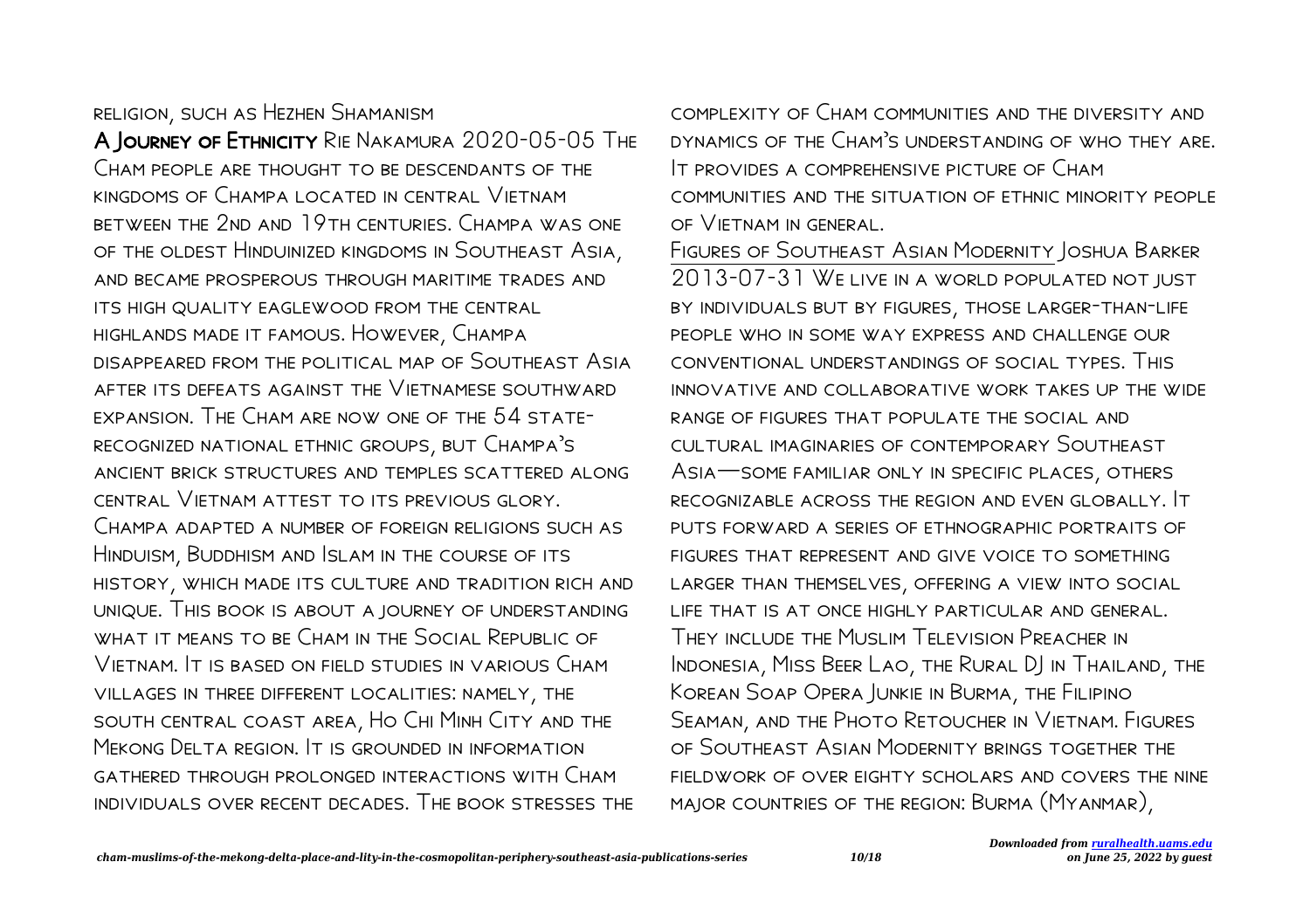religion, such as Hezhen Shamanism

**A Journey of Ethnicity** Rie Nakamura 2020-05-05 The Cham people are thought to be descendants of the kingdoms of Champa located in central Vietnam between the 2nd and 19th centuries. Champa was one of the oldest Hinduinized kingdoms in Southeast Asia, and became prosperous through maritime trades and its high quality eaglewood from the central highlands made it famous. However, Champa disappeared from the political map of Southeast Asia after its defeats against the Vietnamese southward expansion. The Cham are now one of the 54 state-recognized national ethnic groups, but Champa's ancient brick structures and temples scattered along central Vietnam attest to its previous glory. Champa adapted a number of foreign religions such as Hinduism, Buddhism and Islam in the course of its history, which made its culture and tradition rich and unique. This book is about a journey of understanding what it means to be Cham in the Social Republic of Vietnam. It is based on field studies in various Cham villages in three different localities: namely, the south central coast area, Ho Chi Minh City and the Mekong Delta region. It is grounded in information gathered through prolonged interactions with Cham individuals over recent decades. The book stresses the complexity of Cham communities and the diversity and dynamics of the Cham's understanding of who they are. It provides a comprehensive picture of Cham communities and the situation of ethnic minority people of Vietnam in general.

Figures of Southeast Asian Modernity Joshua Barker 2013-07-31 We live in a world populated not just by individuals but by figures, those larger-than-life people who in some way express and challenge our conventional understandings of social types. This innovative and collaborative work takes up the wide range of figures that populate the social and cultural imaginaries of contemporary Southeast Asia—some familiar only in specific places, others recognizable across the region and even globally. It puts forward a series of ethnographic portraits of figures that represent and give voice to something larger than themselves, offering a view into social life that is at once highly particular and general. They include the Muslim Television Preacher in Indonesia, Miss Beer Lao, the Rural DJ in Thailand, the Korean Soap Opera Junkie in Burma, the Filipino Seaman, and the Photo Retoucher in Vietnam. Figures of Southeast Asian Modernity brings together the fieldwork of over eighty scholars and covers the nine major countries of the region: Burma (Myanmar),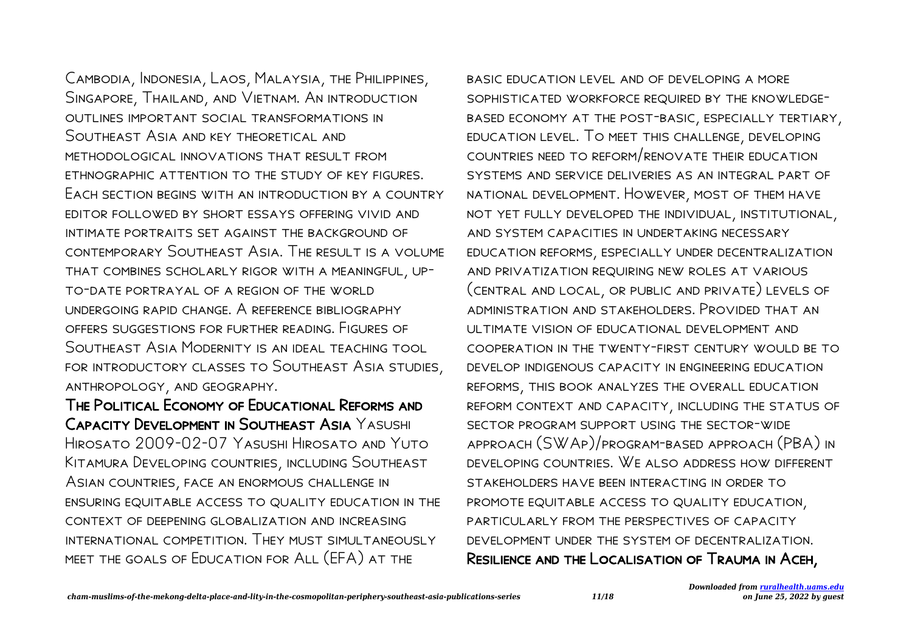Cambodia, Indonesia, Laos, Malaysia, the Philippines, Singapore, Thailand, and Vietnam. An introduction outlines important social transformations in Southeast Asia and key theoretical and methodological innovations that result from ethnographic attention to the study of key figures. Each section begins with an introduction by a country editor followed by short essays offering vivid and intimate portraits set against the background of contemporary Southeast Asia. The result is a volume that combines scholarly rigor with a meaningful, up-to-date portrayal of a region of the world undergoing rapid change. A reference bibliography offers suggestions for further reading. Figures of Southeast Asia Modernity is an ideal teaching tool for introductory classes to Southeast Asia studies, anthropology, and geography.

## The Political Economy of Educational Reforms and Capacity Development in Southeast Asia

Yasushi Hirosato 2009-02-07 Yasushi Hirosato and Yuto Kitamura Developing countries, including Southeast Asian countries, face an enormous challenge in ensuring equitable access to quality education in the context of deepening globalization and increasing international competition. They must simultaneously meet the goals of Education for All (EFA) at the basic education level and of developing a more sophisticated workforce required by the knowledge-based economy at the post-basic, especially tertiary, education level. To meet this challenge, developing countries need to reform/renovate their education systems and service deliveries as an integral part of national development. However, most of them have not yet fully developed the individual, institutional, and system capacities in undertaking necessary education reforms, especially under decentralization and privatization requiring new roles at various (central and local, or public and private) levels of administration and stakeholders. Provided that an ultimate vision of educational development and cooperation in the twenty-first century would be to develop indigenous capacity in engineering education reforms, this book analyzes the overall education reform context and capacity, including the status of sector program support using the sector-wide approach (SWAp)/program-based approach (PBA) in developing countries. We also address how different stakeholders have been interacting in order to promote equitable access to quality education, particularly from the perspectives of capacity development under the system of decentralization.

## Resilience and the Localisation of Trauma in Aceh,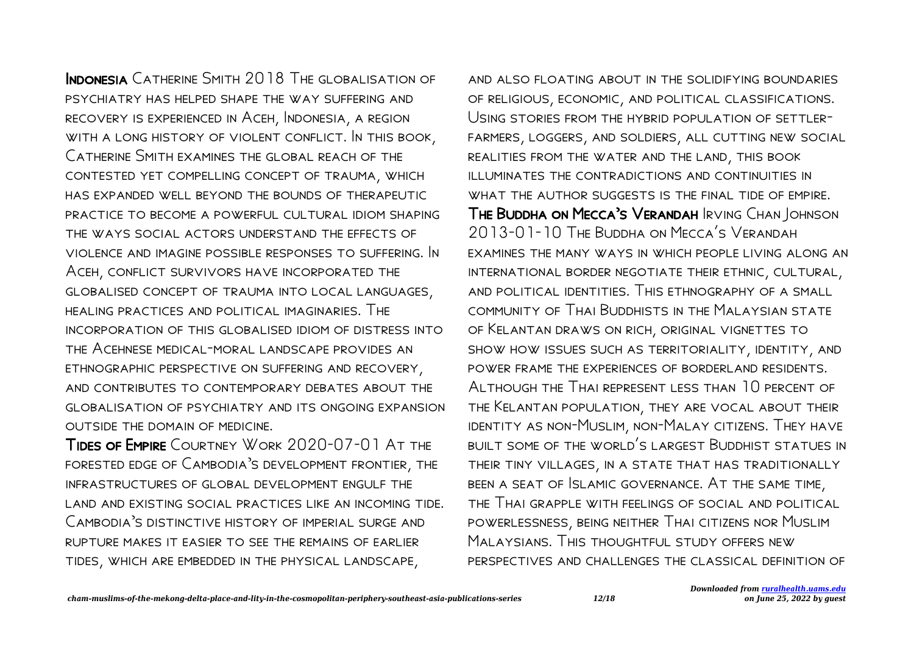**Indonesia** Catherine Smith 2018 The globalisation of psychiatry has helped shape the way suffering and recovery is experienced in Aceh, Indonesia, a region with a long history of violent conflict. In this book, Catherine Smith examines the global reach of the contested yet compelling concept of trauma, which has expanded well beyond the bounds of therapeutic practice to become a powerful cultural idiom shaping the ways social actors understand the effects of violence and imagine possible responses to suffering. In Aceh, conflict survivors have incorporated the globalised concept of trauma into local languages, healing practices and political imaginaries. The incorporation of this globalised idiom of distress into the Acehnese medical-moral landscape provides an ethnographic perspective on suffering and recovery, and contributes to contemporary debates about the globalisation of psychiatry and its ongoing expansion outside the domain of medicine.

**Tides of Empire** Courtney Work 2020-07-01 At the forested edge of Cambodia's development frontier, the infrastructures of global development engulf the land and existing social practices like an incoming tide. Cambodia's distinctive history of imperial surge and rupture makes it easier to see the remains of earlier tides, which are embedded in the physical landscape, and also floating about in the solidifying boundaries of religious, economic, and political classifications. Using stories from the hybrid population of settler-farmers, loggers, and soldiers, all cutting new social realities from the water and the land, this book illuminates the contradictions and continuities in what the author suggests is the final tide of empire.

**The Buddha on Mecca's Verandah** Irving Chan Johnson 2013-01-10 The Buddha on Mecca's Verandah examines the many ways in which people living along an international border negotiate their ethnic, cultural, and political identities. This ethnography of a small community of Thai Buddhists in the Malaysian state of Kelantan draws on rich, original vignettes to show how issues such as territoriality, identity, and power frame the experiences of borderland residents. Although the Thai represent less than 10 percent of the Kelantan population, they are vocal about their identity as non-Muslim, non-Malay citizens. They have built some of the world's largest Buddhist statues in their tiny villages, in a state that has traditionally been a seat of Islamic governance. At the same time, the Thai grapple with feelings of social and political powerlessness, being neither Thai citizens nor Muslim Malaysians. This thoughtful study offers new perspectives and challenges the classical definition of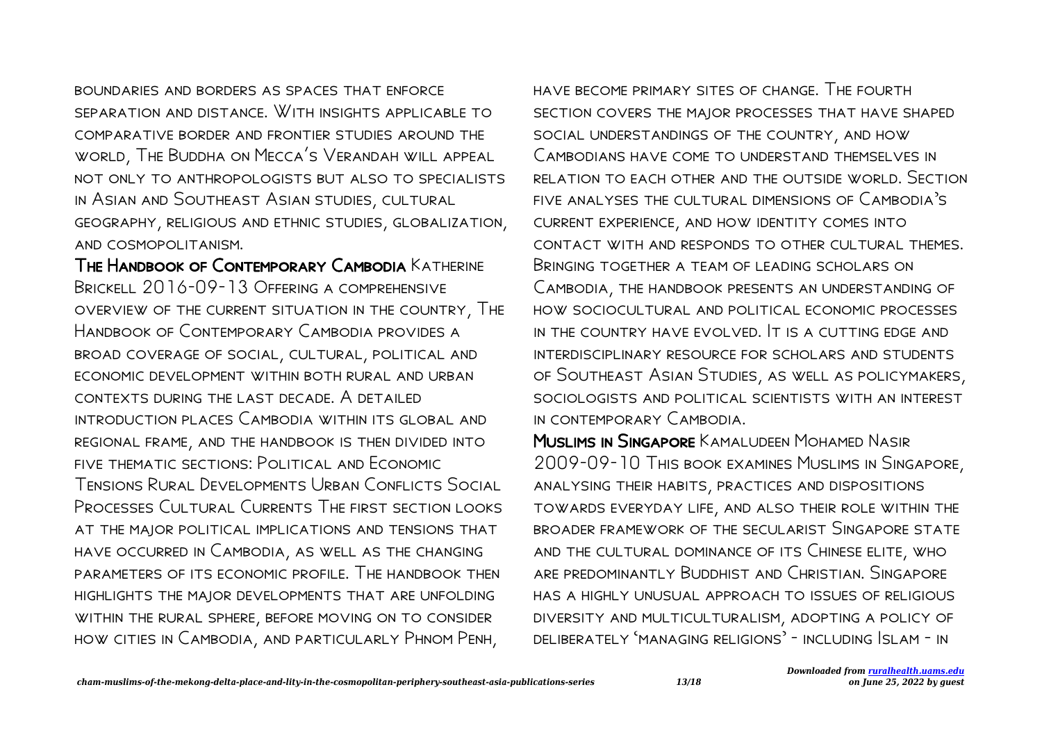boundaries and borders as spaces that enforce separation and distance. With insights applicable to comparative border and frontier studies around the world, The Buddha on Mecca's Verandah will appeal not only to anthropologists but also to specialists in Asian and Southeast Asian studies, cultural geography, religious and ethnic studies, globalization, and cosmopolitanism.

**The Handbook of Contemporary Cambodia** Katherine Brickell 2016-09-13 Offering a comprehensive overview of the current situation in the country, The Handbook of Contemporary Cambodia provides a broad coverage of social, cultural, political and economic development within both rural and urban contexts during the last decade. A detailed introduction places Cambodia within its global and regional frame, and the handbook is then divided into five thematic sections: Political and Economic Tensions Rural Developments Urban Conflicts Social Processes Cultural Currents The first section looks at the major political implications and tensions that have occurred in Cambodia, as well as the changing parameters of its economic profile. The handbook then highlights the major developments that are unfolding within the rural sphere, before moving on to consider how cities in Cambodia, and particularly Phnom Penh, have become primary sites of change. The fourth section covers the major processes that have shaped social understandings of the country, and how Cambodians have come to understand themselves in relation to each other and the outside world. Section five analyses the cultural dimensions of Cambodia's current experience, and how identity comes into contact with and responds to other cultural themes. Bringing together a team of leading scholars on Cambodia, the handbook presents an understanding of how sociocultural and political economic processes in the country have evolved. It is a cutting edge and interdisciplinary resource for scholars and students of Southeast Asian Studies, as well as policymakers, sociologists and political scientists with an interest in contemporary Cambodia.

**Muslims in Singapore** Kamaludeen Mohamed Nasir 2009-09-10 This book examines Muslims in Singapore, analysing their habits, practices and dispositions towards everyday life, and also their role within the broader framework of the secularist Singapore state and the cultural dominance of its Chinese elite, who are predominantly Buddhist and Christian. Singapore has a highly unusual approach to issues of religious diversity and multiculturalism, adopting a policy of deliberately 'managing religions' - including Islam - in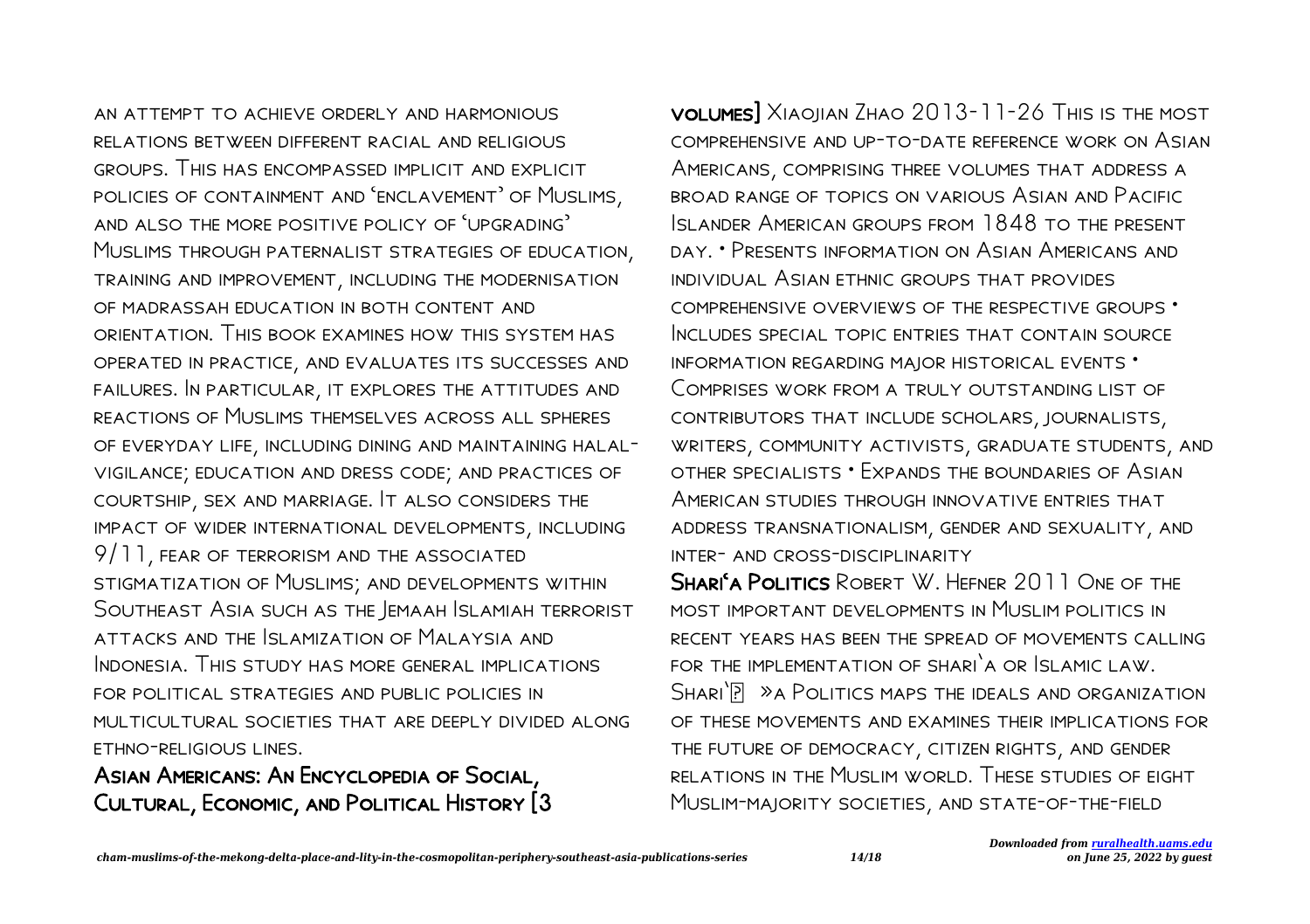an attempt to achieve orderly and harmonious relations between different racial and religious groups. This has encompassed implicit and explicit policies of containment and 'enclavement' of Muslims, and also the more positive policy of 'upgrading' Muslims through paternalist strategies of education, training and improvement, including the modernisation of madrassah education in both content and orientation. This book examines how this system has operated in practice, and evaluates its successes and failures. In particular, it explores the attitudes and reactions of Muslims themselves across all spheres of everyday life, including dining and maintaining halal-vigilance; education and dress code; and practices of courtship, sex and marriage. It also considers the impact of wider international developments, including 9/11, fear of terrorism and the associated stigmatization of Muslims; and developments within Southeast Asia such as the Jemaah Islamiah terrorist attacks and the Islamization of Malaysia and Indonesia. This study has more general implications for political strategies and public policies in multicultural societies that are deeply divided along ethno-religious lines.

**Asian Americans: An Encyclopedia of Social, Cultural, Economic, and Political History [3 volumes]** Xiaojian Zhao 2013-11-26 This is the most comprehensive and up-to-date reference work on Asian Americans, comprising three volumes that address a broad range of topics on various Asian and Pacific Islander American groups from 1848 to the present day. • Presents information on Asian Americans and individual Asian ethnic groups that provides comprehensive overviews of the respective groups • Includes special topic entries that contain source information regarding major historical events • Comprises work from a truly outstanding list of contributors that include scholars, journalists, writers, community activists, graduate students, and other specialists • Expands the boundaries of Asian American studies through innovative entries that address transnationalism, gender and sexuality, and inter- and cross-disciplinarity

**Shari'a Politics** Robert W. Hefner 2011 One of the most important developments in Muslim politics in recent years has been the spread of movements calling for the implementation of shari`a or Islamic law. Shari`� »a Politics maps the ideals and organization of these movements and examines their implications for the future of democracy, citizen rights, and gender relations in the Muslim world. These studies of eight Muslim-majority societies, and state-of-the-field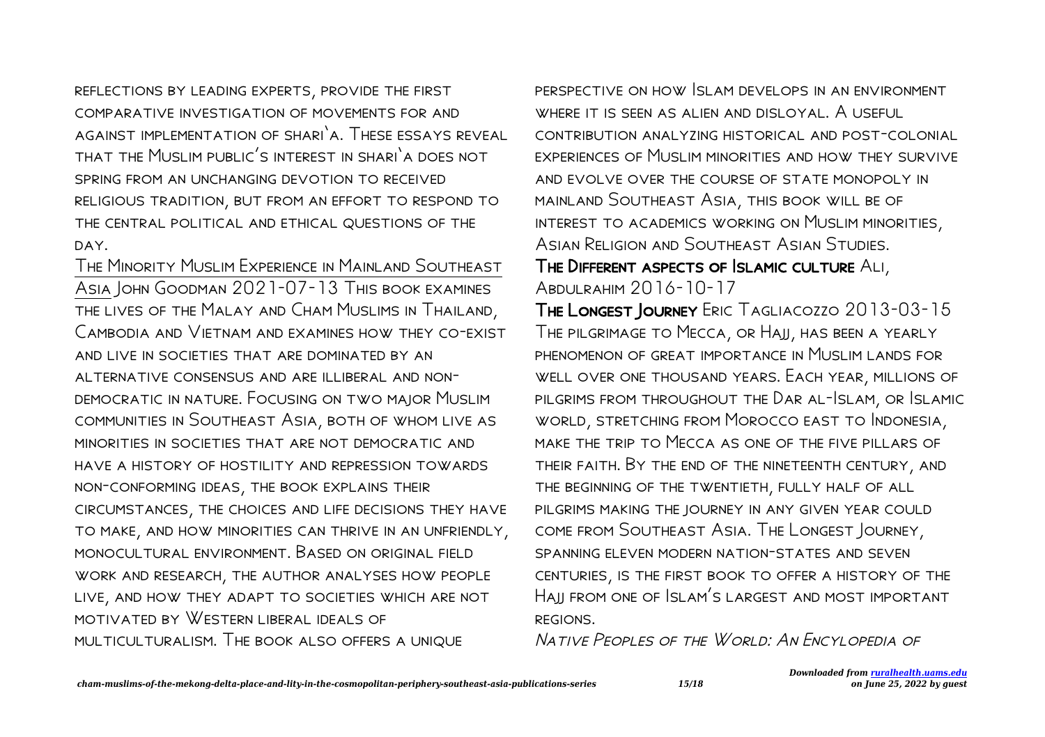reflections by leading experts, provide the first comparative investigation of movements for and against implementation of shari`a. These essays reveal that the Muslim public's interest in shari`a does not spring from an unchanging devotion to received religious tradition, but from an effort to respond to the central political and ethical questions of the day.

The Minority Muslim Experience in Mainland Southeast Asia John Goodman 2021-07-13 This book examines the lives of the Malay and Cham Muslims in Thailand, Cambodia and Vietnam and examines how they co-exist and live in societies that are dominated by an alternative consensus and are illiberal and non-democratic in nature. Focusing on two major Muslim communities in Southeast Asia, both of whom live as minorities in societies that are not democratic and have a history of hostility and repression towards non-conforming ideas, the book explains their circumstances, the choices and life decisions they have to make, and how minorities can thrive in an unfriendly, monocultural environment. Based on original field work and research, the author analyses how people live, and how they adapt to societies which are not motivated by Western liberal ideals of multiculturalism. The book also offers a unique perspective on how Islam develops in an environment where it is seen as alien and disloyal. A useful contribution analyzing historical and post-colonial experiences of Muslim minorities and how they survive and evolve over the course of state monopoly in mainland Southeast Asia, this book will be of interest to academics working on Muslim minorities, Asian Religion and Southeast Asian Studies.

**The Different aspects of Islamic culture** Ali, Abdulrahim 2016-10-17

**The Longest Journey** Eric Tagliacozzo 2013-03-15 The pilgrimage to Mecca, or Hajj, has been a yearly phenomenon of great importance in Muslim lands for well over one thousand years. Each year, millions of pilgrims from throughout the Dar al-Islam, or Islamic world, stretching from Morocco east to Indonesia, make the trip to Mecca as one of the five pillars of their faith. By the end of the nineteenth century, and the beginning of the twentieth, fully half of all pilgrims making the journey in any given year could come from Southeast Asia. The Longest Journey, spanning eleven modern nation-states and seven centuries, is the first book to offer a history of the Hajj from one of Islam's largest and most important regions.

*Native Peoples of the World: An Encylopedia of*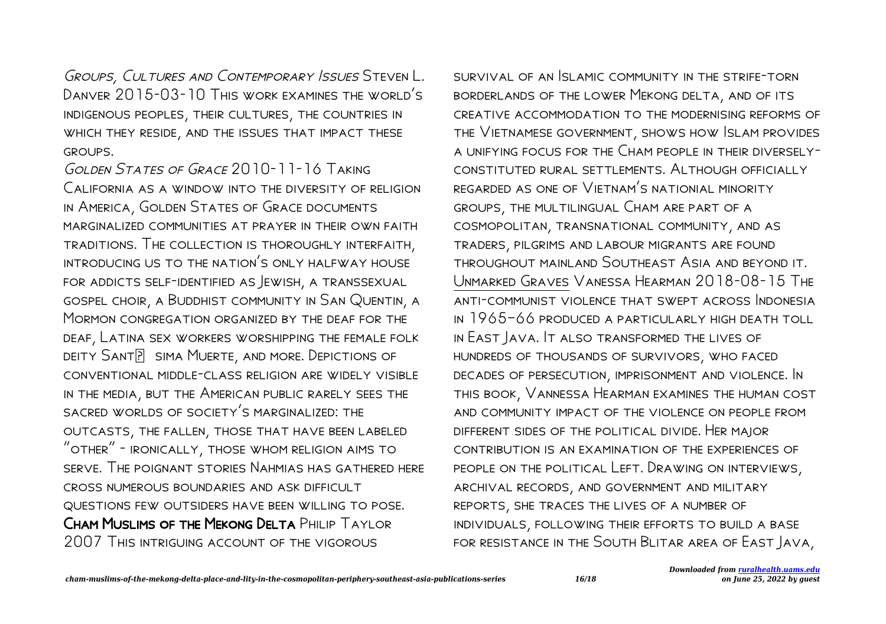*Groups, Cultures and Contemporary Issues* Steven L. Danver 2015-03-10 This work examines the world's indigenous peoples, their cultures, the countries in which they reside, and the issues that impact these groups.

*Golden States of Grace* 2010-11-16 Taking California as a window into the diversity of religion in America, Golden States of Grace documents marginalized communities at prayer in their own faith traditions. The collection is thoroughly interfaith, introducing us to the nation's only halfway house for addicts self-identified as Jewish, a transsexual gospel choir, a Buddhist community in San Quentin, a Mormon congregation organized by the deaf for the deaf, Latina sex workers worshipping the female folk deity Sant� sima Muerte, and more. Depictions of conventional middle-class religion are widely visible in the media, but the American public rarely sees the sacred worlds of society's marginalized: the outcasts, the fallen, those that have been labeled "other" - ironically, those whom religion aims to serve. The poignant stories Nahmias has gathered here cross numerous boundaries and ask difficult questions few outsiders have been willing to pose.

**Cham Muslims of the Mekong Delta** Philip Taylor 2007 This intriguing account of the vigorous survival of an Islamic community in the strife-torn borderlands of the lower Mekong delta, and of its creative accommodation to the modernising reforms of the Vietnamese government, shows how Islam provides a unifying focus for the Cham people in their diversely-constituted rural settlements. Although officially regarded as one of Vietnam's national minority groups, the multilingual Cham are part of a cosmopolitan, transnational community, and as traders, pilgrims and labour migrants are found throughout mainland Southeast Asia and beyond it.

Unmarked Graves Vanessa Hearman 2018-08-15 The anti-communist violence that swept across Indonesia in 1965–66 produced a particularly high death toll in East Java. It also transformed the lives of hundreds of thousands of survivors, who faced decades of persecution, imprisonment and violence. In this book, Vannessa Hearman examines the human cost and community impact of the violence on people from different sides of the political divide. Her major contribution is an examination of the experiences of people on the political Left. Drawing on interviews, archival records, and government and military reports, she traces the lives of a number of individuals, following their efforts to build a base for resistance in the South Blitar area of East Java,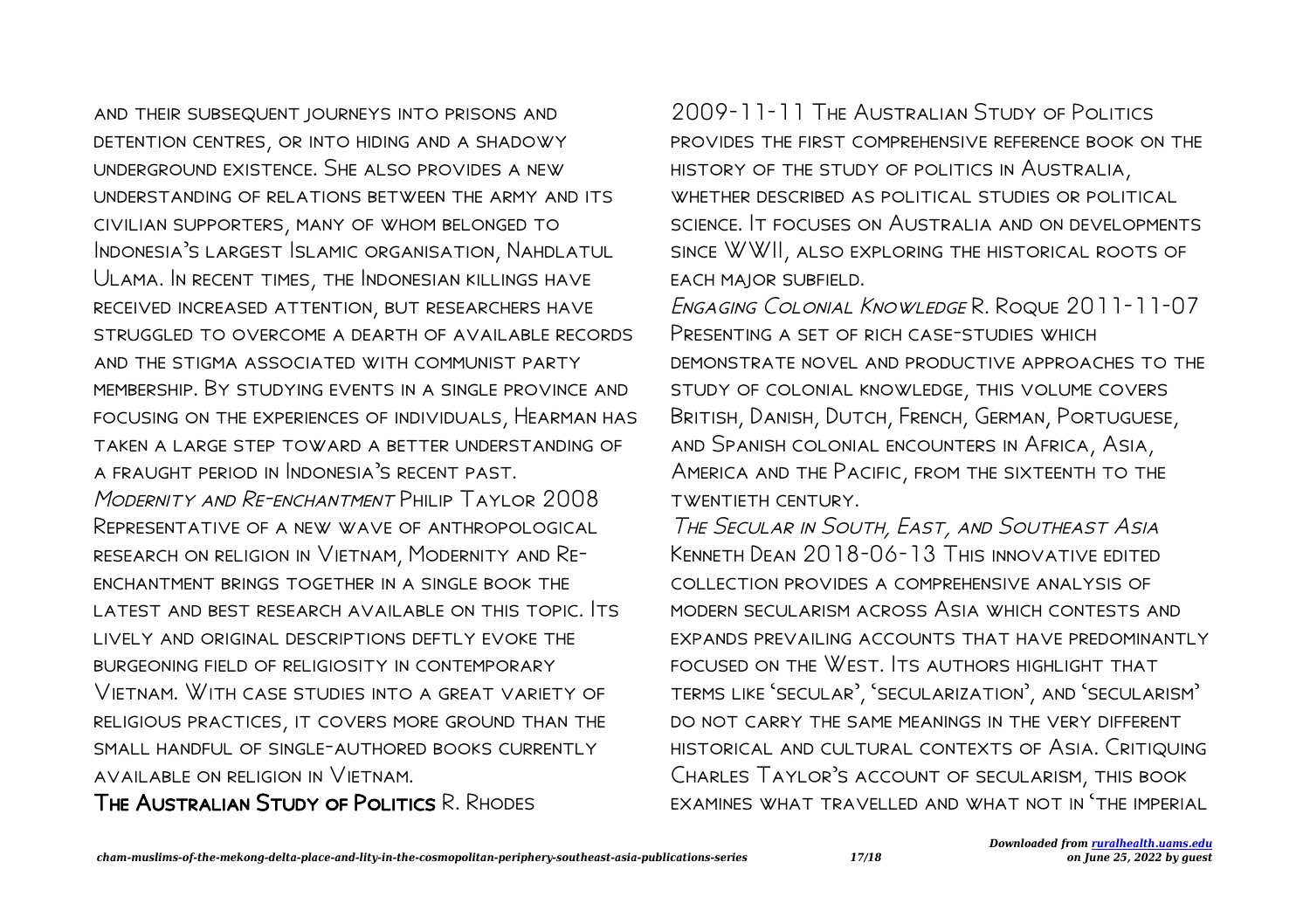and their subsequent journeys into prisons and detention centres, or into hiding and a shadowy underground existence. She also provides a new understanding of relations between the army and its civilian supporters, many of whom belonged to Indonesia's largest Islamic organisation, Nahdlatul Ulama. In recent times, the Indonesian killings have received increased attention, but researchers have struggled to overcome a dearth of available records and the stigma associated with communist party membership. By studying events in a single province and focusing on the experiences of individuals, Hearman has taken a large step toward a better understanding of a fraught period in Indonesia's recent past.

*Modernity and Re-enchantment* Philip Taylor 2008 Representative of a new wave of anthropological research on religion in Vietnam, Modernity and Re-enchantment brings together in a single book the latest and best research available on this topic. Its lively and original descriptions deftly evoke the burgeoning field of religiosity in contemporary Vietnam. With case studies into a great variety of religious practices, it covers more ground than the small handful of single-authored books currently available on religion in Vietnam.

**The Australian Study of Politics** R. Rhodes 2009-11-11 The Australian Study of Politics provides the first comprehensive reference book on the history of the study of politics in Australia, whether described as political studies or political science. It focuses on Australia and on developments since WWII, also exploring the historical roots of each major subfield.

*Engaging Colonial Knowledge* R. Roque 2011-11-07 Presenting a set of rich case-studies which demonstrate novel and productive approaches to the study of colonial knowledge, this volume covers British, Danish, Dutch, French, German, Portuguese, and Spanish colonial encounters in Africa, Asia, America and the Pacific, from the sixteenth to the twentieth century.

*The Secular in South, East, and Southeast Asia* Kenneth Dean 2018-06-13 This innovative edited collection provides a comprehensive analysis of modern secularism across Asia which contests and expands prevailing accounts that have predominantly focused on the West. Its authors highlight that terms like 'secular', 'secularization', and 'secularism' do not carry the same meanings in the very different historical and cultural contexts of Asia. Critiquing Charles Taylor's account of secularism, this book examines what travelled and what not in 'the imperial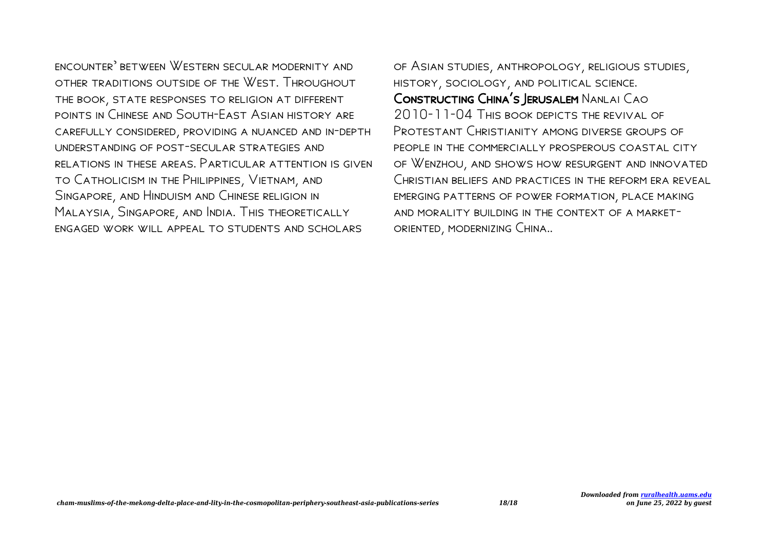encounter' between Western secular modernity and other traditions outside of the West. Throughout the book, state responses to religion at different points in Chinese and South-East Asian history are carefully considered, providing a nuanced and in-depth understanding of post-secular strategies and relations in these areas. Particular attention is given to Catholicism in the Philippines, Vietnam, and Singapore, and Hinduism and Chinese religion in Malaysia, Singapore, and India. This theoretically engaged work will appeal to students and scholars of Asian studies, anthropology, religious studies, history, sociology, and political science.

**Constructing China's Jerusalem** Nanlai Cao 2010-11-04 This book depicts the revival of Protestant Christianity among diverse groups of people in the commercially prosperous coastal city of Wenzhou, and shows how resurgent and innovated Christian beliefs and practices in the reform era reveal emerging patterns of power formation, place making and morality building in the context of a market-oriented, modernizing China..